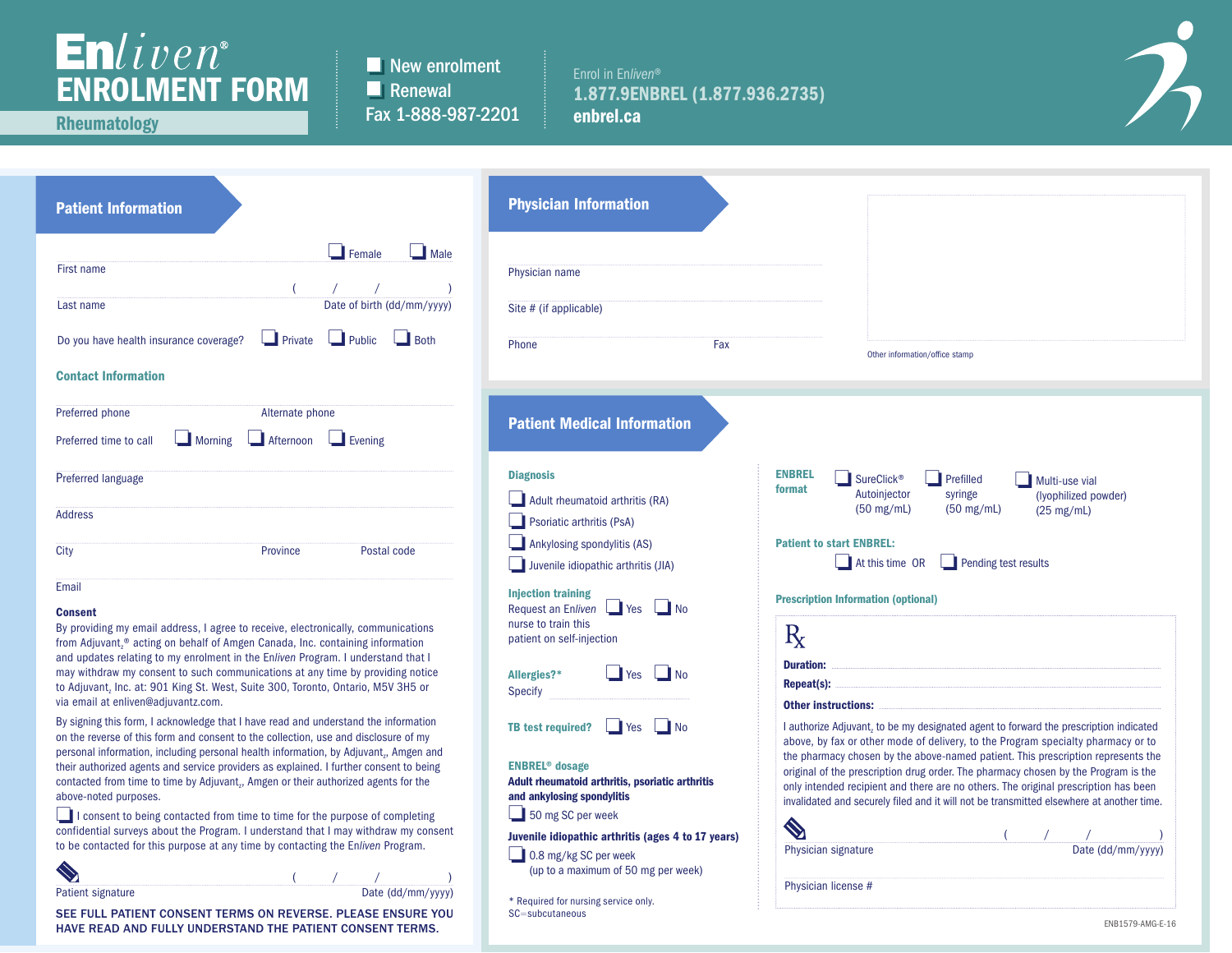# Enliven® ENROLMENT FORM

**Rheumatology**

☐ New enrolment
☐ Renewal
Fax 1-888-987-2201

Enrol in Enliven®
**1.877.9ENBREL (1.877.936.2735)**
**enbrel.ca**

## Patient Information

First name ☐ Female ☐ Male

Last name ( / / ) Date of birth (dd/mm/yyyy)

Do you have health insurance coverage? ☐ Private ☐ Public ☐ Both

### Contact Information

Preferred phone Alternate phone

Preferred time to call ☐ Morning ☐ Afternoon ☐ Evening

Preferred language

Address

City Province Postal code

Email

**Consent**

By providing my email address, I agree to receive, electronically, communications from Adjuvant$_z$® acting on behalf of Amgen Canada, Inc. containing information and updates relating to my enrolment in the Enliven Program. I understand that I may withdraw my consent to such communications at any time by providing notice to Adjuvant$_z$ Inc. at: 901 King St. West, Suite 300, Toronto, Ontario, M5V 3H5 or via email at enliven@adjuvantz.com.

By signing this form, I acknowledge that I have read and understand the information on the reverse of this form and consent to the collection, use and disclosure of my personal information, including personal health information, by Adjuvant$_z$, Amgen and their authorized agents and service providers as explained. I further consent to being contacted from time to time by Adjuvant$_z$, Amgen or their authorized agents for the above-noted purposes.

☐ I consent to being contacted from time to time for the purpose of completing confidential surveys about the Program. I understand that I may withdraw my consent to be contacted for this purpose at any time by contacting the Enliven Program.

Patient signature ( / / ) Date (dd/mm/yyyy)

SEE FULL PATIENT CONSENT TERMS ON REVERSE. PLEASE ENSURE YOU HAVE READ AND FULLY UNDERSTAND THE PATIENT CONSENT TERMS.

## Physician Information

Physician name

Site # (if applicable)

Phone Fax

Other information/office stamp

## Patient Medical Information

### Diagnosis

☐ Adult rheumatoid arthritis (RA)
☐ Psoriatic arthritis (PsA)
☐ Ankylosing spondylitis (AS)
☐ Juvenile idiopathic arthritis (JIA)

**Injection training**
Request an Enliven nurse to train this patient on self-injection ☐ Yes ☐ No

**Allergies?*** ☐ Yes ☐ No
Specify

**TB test required?** ☐ Yes ☐ No

**ENBREL® dosage**

**Adult rheumatoid arthritis, psoriatic arthritis and ankylosing spondylitis**
☐ 50 mg SC per week

**Juvenile idiopathic arthritis (ages 4 to 17 years)**
☐ 0.8 mg/kg SC per week (up to a maximum of 50 mg per week)

\* Required for nursing service only.
SC=subcutaneous

**ENBREL format** ☐ SureClick® Autoinjector (50 mg/mL) ☐ Prefilled syringe (50 mg/mL) ☐ Multi-use vial (lyophilized powder) (25 mg/mL)

**Patient to start ENBREL:**
☐ At this time OR ☐ Pending test results

**Prescription Information (optional)**

Rx

**Duration:**

**Repeat(s):**

**Other instructions:**

I authorize Adjuvant$_z$ to be my designated agent to forward the prescription indicated above, by fax or other mode of delivery, to the Program specialty pharmacy or to the pharmacy chosen by the above-named patient. This prescription represents the original of the prescription drug order. The pharmacy chosen by the Program is the only intended recipient and there are no others. The original prescription has been invalidated and securely filed and it will not be transmitted elsewhere at another time.

Physician signature ( / / ) Date (dd/mm/yyyy)

Physician license #

ENB1579-AMG-E-16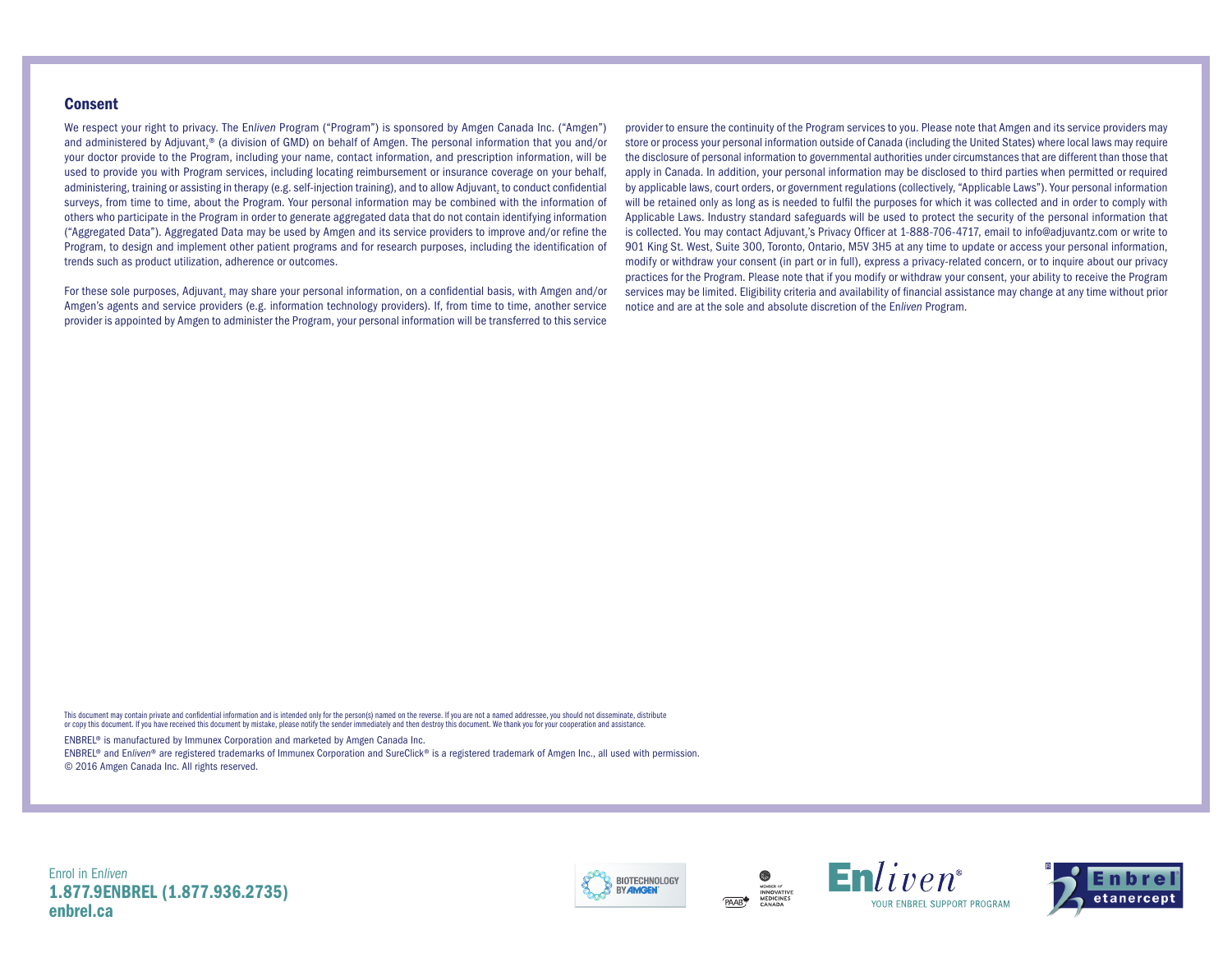## Consent

We respect your right to privacy. The En*liven* Program ("Program") is sponsored by Amgen Canada Inc. ("Amgen") and administered by Adjuvant$_z$® (a division of GMD) on behalf of Amgen. The personal information that you and/or your doctor provide to the Program, including your name, contact information, and prescription information, will be used to provide you with Program services, including locating reimbursement or insurance coverage on your behalf, administering, training or assisting in therapy (e.g. self-injection training), and to allow Adjuvant$_z$ to conduct confidential surveys, from time to time, about the Program. Your personal information may be combined with the information of others who participate in the Program in order to generate aggregated data that do not contain identifying information ("Aggregated Data"). Aggregated Data may be used by Amgen and its service providers to improve and/or refine the Program, to design and implement other patient programs and for research purposes, including the identification of trends such as product utilization, adherence or outcomes.

For these sole purposes, Adjuvant$_z$ may share your personal information, on a confidential basis, with Amgen and/or Amgen's agents and service providers (e.g. information technology providers). If, from time to time, another service provider is appointed by Amgen to administer the Program, your personal information will be transferred to this service provider to ensure the continuity of the Program services to you. Please note that Amgen and its service providers may store or process your personal information outside of Canada (including the United States) where local laws may require the disclosure of personal information to governmental authorities under circumstances that are different than those that apply in Canada. In addition, your personal information may be disclosed to third parties when permitted or required by applicable laws, court orders, or government regulations (collectively, "Applicable Laws"). Your personal information will be retained only as long as is needed to fulfil the purposes for which it was collected and in order to comply with Applicable Laws. Industry standard safeguards will be used to protect the security of the personal information that is collected. You may contact Adjuvant$_z$'s Privacy Officer at 1-888-706-4717, email to info@adjuvantz.com or write to 901 King St. West, Suite 300, Toronto, Ontario, M5V 3H5 at any time to update or access your personal information, modify or withdraw your consent (in part or in full), express a privacy-related concern, or to inquire about our privacy practices for the Program. Please note that if you modify or withdraw your consent, your ability to receive the Program services may be limited. Eligibility criteria and availability of financial assistance may change at any time without prior notice and are at the sole and absolute discretion of the En*liven* Program.

This document may contain private and confidential information and is intended only for the person(s) named on the reverse. If you are not a named addressee, you should not disseminate, distribute or copy this document. If you have received this document by mistake, please notify the sender immediately and then destroy this document. We thank you for your cooperation and assistance.

ENBREL® is manufactured by Immunex Corporation and marketed by Amgen Canada Inc.

ENBREL® and En*liven*® are registered trademarks of Immunex Corporation and SureClick® is a registered trademark of Amgen Inc., all used with permission.

© 2016 Amgen Canada Inc. All rights reserved.

Enrol in En*liven*

**1.877.9ENBREL (1.877.936.2735)**

**enbrel.ca**

BIOTECHNOLOGY BY AMGEN

PAAB

MEMBER OF INNOVATIVE MEDICINES CANADA

En*liven*®

YOUR ENBREL SUPPORT PROGRAM

Enbrel etanercept